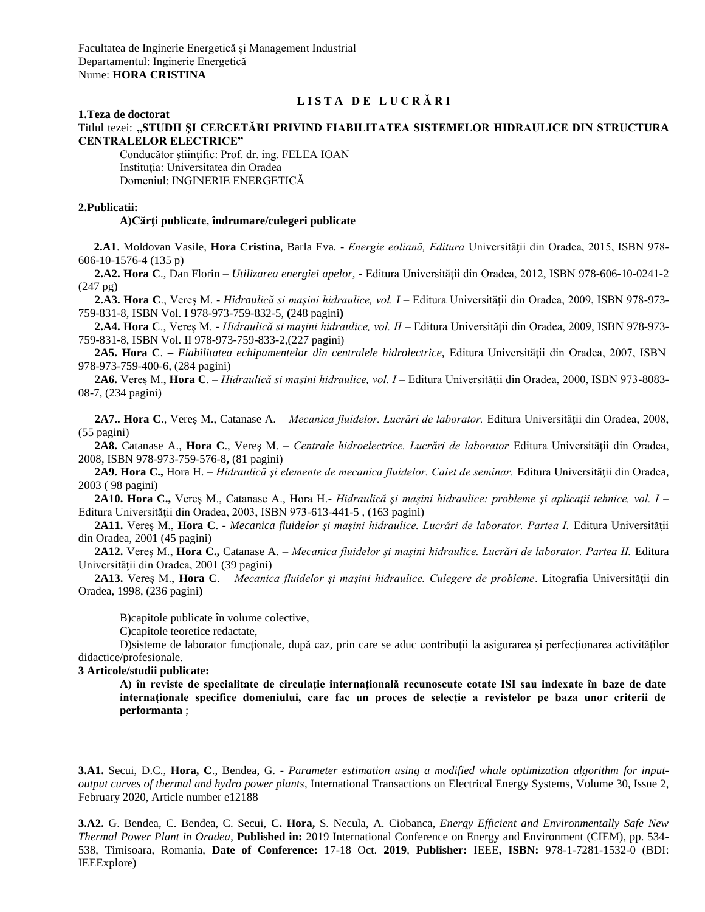Facultatea de Inginerie Energetică şi Management Industrial
Departamentul: Inginerie Energetică
Nume: **HORA CRISTINA**

# L I S T A  D E  L U C R Ă R I

**1.Teza de doctorat**

Titlul tezei: **„STUDII ŞI CERCETĂRI PRIVIND FIABILITATEA SISTEMELOR HIDRAULICE DIN STRUCTURA CENTRALELOR ELECTRICE"**

Conducător ştiinţific: Prof. dr. ing. FELEA IOAN
Instituţia: Universitatea din Oradea
Domeniul: INGINERIE ENERGETICĂ

**2.Publicatii:**

**A)Cărţi publicate, îndrumare/culegeri publicate**

**2.A1**. Moldovan Vasile, **Hora Cristina**, Barla Eva. - *Energie eoliană, Editura* Universităţii din Oradea, 2015, ISBN 978-606-10-1576-4 (135 p)

**2.A2. Hora C**., Dan Florin – *Utilizarea energiei apelor,* - Editura Universităţii din Oradea, 2012, ISBN 978-606-10-0241-2 (247 pg)

**2.A3. Hora C**., Vereş M. - *Hidraulică si maşini hidraulice, vol. I* – Editura Universităţii din Oradea, 2009, ISBN 978-973-759-831-8, ISBN Vol. I 978-973-759-832-5, **(**248 pagini**)**

**2.A4. Hora C**., Vereş M. - *Hidraulică si maşini hidraulice, vol. II* – Editura Universităţii din Oradea, 2009, ISBN 978-973-759-831-8, ISBN Vol. II 978-973-759-833-2,(227 pagini)

**2A5. Hora C**. **–** *Fiabilitatea echipamentelor din centralele hidrolectrice,* Editura Universităţii din Oradea, 2007, ISBN 978-973-759-400-6, (284 pagini)

**2A6.** Vereş M., **Hora C**. – *Hidraulică si maşini hidraulice, vol. I* – Editura Universităţii din Oradea, 2000, ISBN 973-8083-08-7, (234 pagini)

**2A7.. Hora C**., Vereş M., Catanase A. – *Mecanica fluidelor. Lucrări de laborator.* Editura Universităţii din Oradea, 2008, (55 pagini)

**2A8.** Catanase A., **Hora C**., Vereş M. – *Centrale hidroelectrice. Lucrări de laborator* Editura Universităţii din Oradea, 2008, ISBN 978-973-759-576-8**,** (81 pagini)

**2A9. Hora C.,** Hora H. – *Hidraulică şi elemente de mecanica fluidelor. Caiet de seminar.* Editura Universităţii din Oradea, 2003 ( 98 pagini)

**2A10. Hora C.,** Vereş M., Catanase A., Hora H.- *Hidraulică şi maşini hidraulice: probleme şi aplicaţii tehnice, vol. I* – Editura Universităţii din Oradea, 2003, ISBN 973-613-441-5 , (163 pagini)

**2A11.** Vereş M., **Hora C**. - *Mecanica fluidelor şi maşini hidraulice. Lucrări de laborator. Partea I.* Editura Universităţii din Oradea, 2001 (45 pagini)

**2A12.** Vereş M., **Hora C.,** Catanase A. – *Mecanica fluidelor şi maşini hidraulice. Lucrări de laborator. Partea II.* Editura Universităţii din Oradea, 2001 (39 pagini)

**2A13.** Vereş M., **Hora C**. – *Mecanica fluidelor şi maşini hidraulice. Culegere de probleme*. Litografia Universităţii din Oradea, 1998, (236 pagini**)**

B)capitole publicate în volume colective,

C)capitole teoretice redactate,

D)sisteme de laborator funcţionale, după caz, prin care se aduc contribuţii la asigurarea şi perfecţionarea activităţilor didactice/profesionale.

**3 Articole/studii publicate:**

**A) în reviste de specialitate de circulaţie internaţională recunoscute cotate ISI sau indexate în baze de date internaţionale specifice domeniului, care fac un proces de selecţie a revistelor pe baza unor criterii de performanta** ;

**3.A1.** Secui, D.C., **Hora, C**., Bendea, G. - *Parameter estimation using a modified whale optimization algorithm for input-output curves of thermal and hydro power plants*, International Transactions on Electrical Energy Systems, Volume 30, Issue 2, February 2020, Article number e12188

**3.A2.** G. Bendea, C. Bendea, C. Secui, **C. Hora,** S. Necula, A. Ciobanca, *Energy Efficient and Environmentally Safe New Thermal Power Plant in Oradea*, **Published in:** 2019 International Conference on Energy and Environment (CIEM), pp. 534-538, Timisoara, Romania, **Date of Conference:** 17-18 Oct. **2019**, **Publisher:** IEEE**, ISBN:** 978-1-7281-1532-0 (BDI: IEEExplore)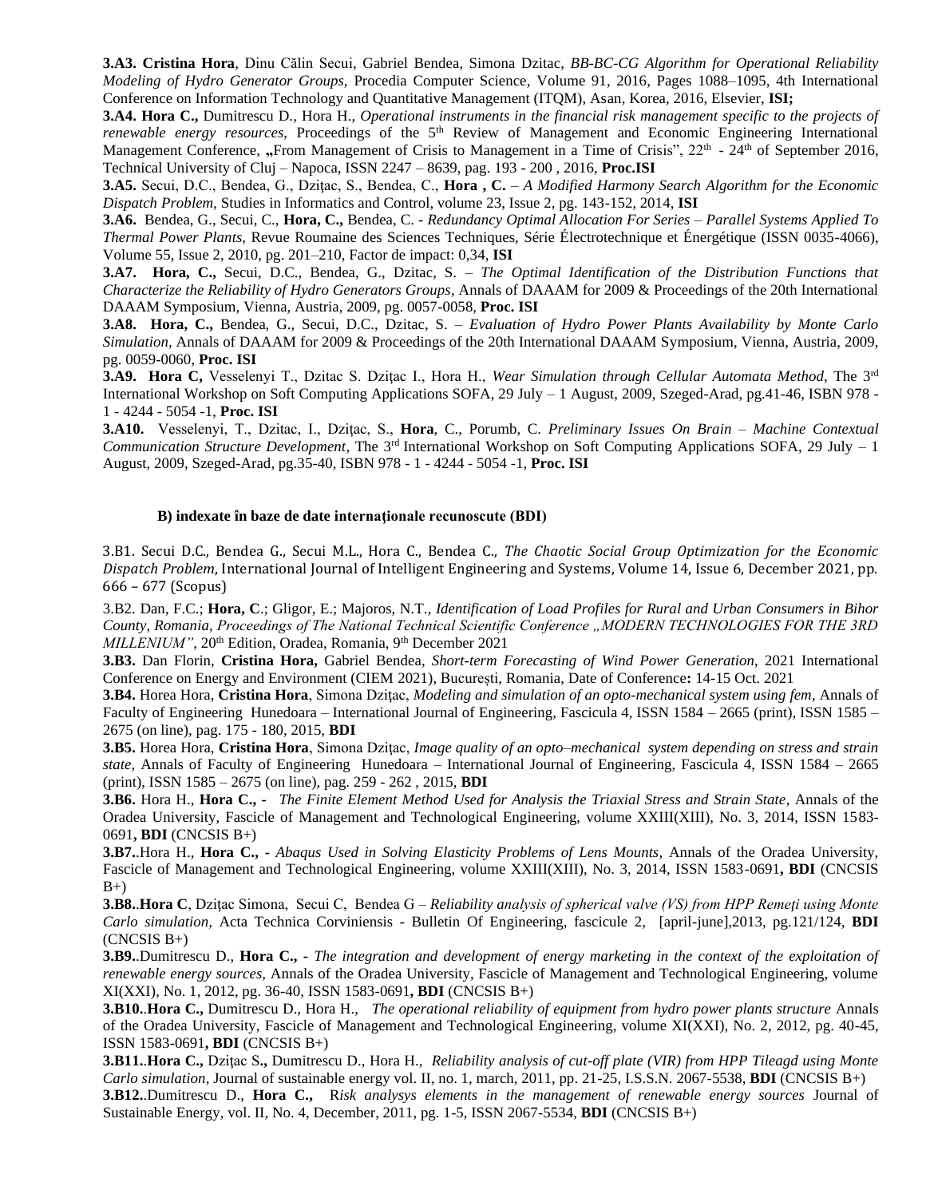**3.A3. Cristina Hora**, Dinu Călin Secui, Gabriel Bendea, Simona Dzitac, *BB-BC-CG Algorithm for Operational Reliability Modeling of Hydro Generator Groups*, Procedia Computer Science, Volume 91, 2016, Pages 1088–1095, 4th International Conference on Information Technology and Quantitative Management (ITQM), Asan, Korea, 2016, Elsevier, **ISI;**

**3.A4. Hora C.,** Dumitrescu D., Hora H., *Operational instruments in the financial risk management specific to the projects of renewable energy resources*, Proceedings of the 5th Review of Management and Economic Engineering International Management Conference, **„**From Management of Crisis to Management in a Time of Crisis", 22th - 24th of September 2016, Technical University of Cluj – Napoca, ISSN 2247 – 8639, pag. 193 - 200 , 2016, **Proc.ISI**

**3.A5.** Secui, D.C., Bendea, G., Dziţac, S., Bendea, C., **Hora , C.** – *A Modified Harmony Search Algorithm for the Economic Dispatch Problem*, Studies in Informatics and Control, volume 23, Issue 2, pg. 143-152, 2014, **ISI**

**3.A6.** Bendea, G., Secui, C., **Hora, C.,** Bendea, C. - *Redundancy Optimal Allocation For Series – Parallel Systems Applied To Thermal Power Plants*, Revue Roumaine des Sciences Techniques, Série Électrotechnique et Énergétique (ISSN 0035-4066), Volume 55, Issue 2, 2010, pg. 201–210, Factor de impact: 0,34, **ISI**

**3.A7. Hora, C.,** Secui, D.C., Bendea, G., Dzitac, S. – *The Optimal Identification of the Distribution Functions that Characterize the Reliability of Hydro Generators Groups*, Annals of DAAAM for 2009 & Proceedings of the 20th International DAAAM Symposium, Vienna, Austria, 2009, pg. 0057-0058, **Proc. ISI**

**3.A8. Hora, C.,** Bendea, G., Secui, D.C., Dzitac, S. – *Evaluation of Hydro Power Plants Availability by Monte Carlo Simulation*, Annals of DAAAM for 2009 & Proceedings of the 20th International DAAAM Symposium, Vienna, Austria, 2009, pg. 0059-0060, **Proc. ISI**

**3.A9. Hora C,** Vesselenyi T., Dzitac S. Dziţac I., Hora H., *Wear Simulation through Cellular Automata Method*, The 3rd International Workshop on Soft Computing Applications SOFA, 29 July – 1 August, 2009, Szeged-Arad, pg.41-46, ISBN 978 - 1 - 4244 - 5054 -1, **Proc. ISI**

**3.A10.** Vesselenyi, T., Dzitac, I., Dziţac, S., **Hora**, C., Porumb, C. *Preliminary Issues On Brain – Machine Contextual Communication Structure Development*, The 3rd International Workshop on Soft Computing Applications SOFA, 29 July – 1 August, 2009, Szeged-Arad, pg.35-40, ISBN 978 - 1 - 4244 - 5054 -1, **Proc. ISI**

### B) indexate în baze de date internaţionale recunoscute (BDI)

3.B1. Secui D.C., Bendea G., Secui M.L., Hora C., Bendea C., *The Chaotic Social Group Optimization for the Economic Dispatch Problem*, International Journal of Intelligent Engineering and Systems, Volume 14, Issue 6, December 2021, pp. 666 – 677 (Scopus)

3.B2. Dan, F.C.; **Hora, C**.; Gligor, E.; Majoros, N.T., *Identification of Load Profiles for Rural and Urban Consumers in Bihor County, Romania*, *Proceedings of The National Technical Scientific Conference „MODERN TECHNOLOGIES FOR THE 3RD MILLENIUM"*, 20th Edition, Oradea, Romania, 9th December 2021

**3.B3.** Dan Florin, **Cristina Hora,** Gabriel Bendea, *Short-term Forecasting of Wind Power Generation*, 2021 International Conference on Energy and Environment (CIEM 2021), Bucureşti, Romania, Date of Conference**:** 14-15 Oct. 2021

**3.B4.** Horea Hora, **Cristina Hora**, Simona Dziţac, *Modeling and simulation of an opto-mechanical system using fem*, Annals of Faculty of Engineering Hunedoara – International Journal of Engineering, Fascicula 4, ISSN 1584 – 2665 (print), ISSN 1585 – 2675 (on line), pag. 175 - 180, 2015, **BDI**

**3.B5.** Horea Hora, **Cristina Hora**, Simona Dziţac, *Image quality of an opto–mechanical system depending on stress and strain state*, Annals of Faculty of Engineering Hunedoara – International Journal of Engineering, Fascicula 4, ISSN 1584 – 2665 (print), ISSN 1585 – 2675 (on line), pag. 259 - 262 , 2015, **BDI**

**3.B6.** Hora H., **Hora C., -** *The Finite Element Method Used for Analysis the Triaxial Stress and Strain State*, Annals of the Oradea University, Fascicle of Management and Technological Engineering, volume XXIII(XIII), No. 3, 2014, ISSN 1583-0691**, BDI** (CNCSIS B+)

**3.B7.**.Hora H., **Hora C., -** *Abaqus Used in Solving Elasticity Problems of Lens Mounts*, Annals of the Oradea University, Fascicle of Management and Technological Engineering, volume XXIII(XIII), No. 3, 2014, ISSN 1583-0691**, BDI** (CNCSIS B+)

**3.B8.**.**Hora C**, Dziţac Simona, Secui C, Bendea G – *Reliability analysis of spherical valve (VS) from HPP Remeţi using Monte Carlo simulation*, Acta Technica Corviniensis - Bulletin Of Engineering, fascicule 2, [april-june],2013, pg.121/124, **BDI** (CNCSIS B+)

**3.B9.**.Dumitrescu D., **Hora C., -** *The integration and development of energy marketing in the context of the exploitation of renewable energy sources*, Annals of the Oradea University, Fascicle of Management and Technological Engineering, volume XI(XXI), No. 1, 2012, pg. 36-40, ISSN 1583-0691**, BDI** (CNCSIS B+)

**3.B10.**.**Hora C.,** Dumitrescu D., Hora H., *The operational reliability of equipment from hydro power plants structure* Annals of the Oradea University, Fascicle of Management and Technological Engineering, volume XI(XXI), No. 2, 2012, pg. 40-45, ISSN 1583-0691**, BDI** (CNCSIS B+)

**3.B11.**.**Hora C.,** Dziţac S**.,** Dumitrescu D., Hora H., *Reliability analysis of cut-off plate (VIR) from HPP Tileagd using Monte Carlo simulation*, Journal of sustainable energy vol. II, no. 1, march, 2011, pp. 21-25, I.S.S.N. 2067-5538, **BDI** (CNCSIS B+)

**3.B12.**.Dumitrescu D., **Hora C.,** R*isk analysys elements in the management of renewable energy sources* Journal of Sustainable Energy, vol. II, No. 4, December, 2011, pg. 1-5, ISSN 2067-5534, **BDI** (CNCSIS B+)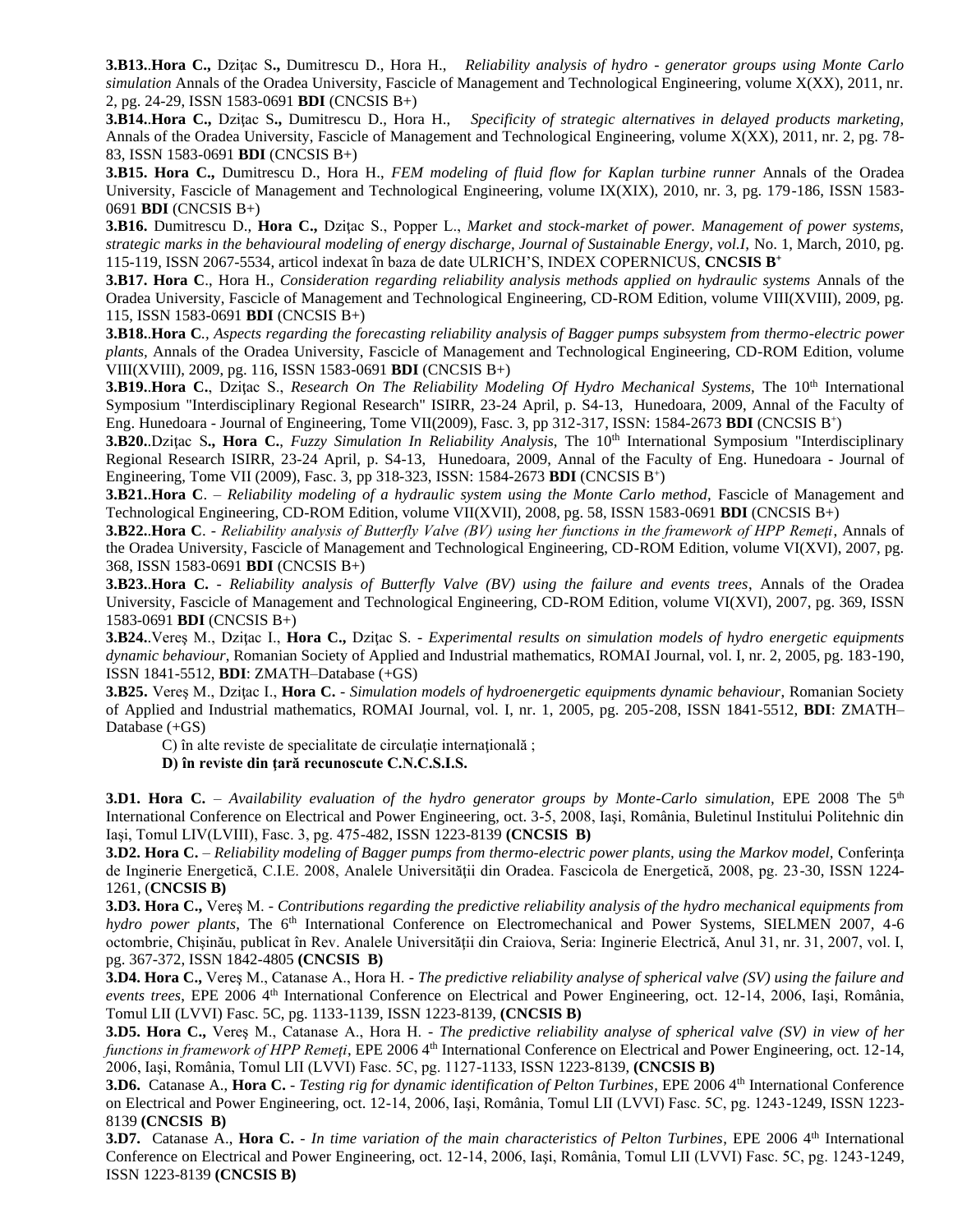**3.B13.**.**Hora C.,** Dziţac S**.,** Dumitrescu D., Hora H., *Reliability analysis of hydro - generator groups using Monte Carlo simulation* Annals of the Oradea University, Fascicle of Management and Technological Engineering, volume X(XX), 2011, nr. 2, pg. 24-29, ISSN 1583-0691 **BDI** (CNCSIS B+)

**3.B14.**.**Hora C.,** Dziţac S**.,** Dumitrescu D., Hora H., *Specificity of strategic alternatives in delayed products marketing,* Annals of the Oradea University, Fascicle of Management and Technological Engineering, volume X(XX), 2011, nr. 2, pg. 78-83, ISSN 1583-0691 **BDI** (CNCSIS B+)

**3.B15. Hora C.,** Dumitrescu D., Hora H., *FEM modeling of fluid flow for Kaplan turbine runner* Annals of the Oradea University, Fascicle of Management and Technological Engineering, volume IX(XIX), 2010, nr. 3, pg. 179-186, ISSN 1583-0691 **BDI** (CNCSIS B+)

**3.B16.** Dumitrescu D., **Hora C.,** Dziţac S., Popper L., *Market and stock-market of power. Management of power systems, strategic marks in the behavioural modeling of energy discharge, Journal of Sustainable Energy, vol.I,* No. 1, March, 2010, pg. 115-119, ISSN 2067-5534, articol indexat în baza de date ULRICH'S, INDEX COPERNICUS, **CNCSIS B+**

**3.B17. Hora C**., Hora H., *Consideration regarding reliability analysis methods applied on hydraulic systems* Annals of the Oradea University, Fascicle of Management and Technological Engineering, CD-ROM Edition, volume VIII(XVIII), 2009, pg. 115, ISSN 1583-0691 **BDI** (CNCSIS B+)

**3.B18.**.**Hora C**., *Aspects regarding the forecasting reliability analysis of Bagger pumps subsystem from thermo-electric power plants,* Annals of the Oradea University, Fascicle of Management and Technological Engineering, CD-ROM Edition, volume VIII(XVIII), 2009, pg. 116, ISSN 1583-0691 **BDI** (CNCSIS B+)

**3.B19.**.**Hora C.**, Dziţac S., *Research On The Reliability Modeling Of Hydro Mechanical Systems,* The 10th International Symposium "Interdisciplinary Regional Research" ISIRR, 23-24 April, p. S4-13, Hunedoara, 2009, Annal of the Faculty of Eng. Hunedoara - Journal of Engineering, Tome VII(2009), Fasc. 3, pp 312-317, ISSN: 1584-2673 **BDI** (CNCSIS B+)

**3.B20.**.Dziţac S**., Hora C.**, *Fuzzy Simulation In Reliability Analysis,* The 10th International Symposium "Interdisciplinary Regional Research ISIRR, 23-24 April, p. S4-13, Hunedoara, 2009, Annal of the Faculty of Eng. Hunedoara - Journal of Engineering, Tome VII (2009), Fasc. 3, pp 318-323, ISSN: 1584-2673 **BDI** (CNCSIS B+)

**3.B21.**.**Hora C**. – *Reliability modeling of a hydraulic system using the Monte Carlo method,* Fascicle of Management and Technological Engineering, CD-ROM Edition, volume VII(XVII), 2008, pg. 58, ISSN 1583-0691 **BDI** (CNCSIS B+)

**3.B22.**.**Hora C**. - *Reliability analysis of Butterfly Valve (BV) using her functions in the framework of HPP Remeţi*, Annals of the Oradea University, Fascicle of Management and Technological Engineering, CD-ROM Edition, volume VI(XVI), 2007, pg. 368, ISSN 1583-0691 **BDI** (CNCSIS B+)

**3.B23.**.**Hora C.** - *Reliability analysis of Butterfly Valve (BV) using the failure and events trees*, Annals of the Oradea University, Fascicle of Management and Technological Engineering, CD-ROM Edition, volume VI(XVI), 2007, pg. 369, ISSN 1583-0691 **BDI** (CNCSIS B+)

**3.B24.**.Vereş M., Dziţac I., **Hora C.,** Dziţac S. - *Experimental results on simulation models of hydro energetic equipments dynamic behaviour*, Romanian Society of Applied and Industrial mathematics, ROMAI Journal, vol. I, nr. 2, 2005, pg. 183-190, ISSN 1841-5512, **BDI**: ZMATH–Database (+GS)

**3.B25.** Vereş M., Dziţac I., **Hora C.** - *Simulation models of hydroenergetic equipments dynamic behaviour,* Romanian Society of Applied and Industrial mathematics, ROMAI Journal, vol. I, nr. 1, 2005, pg. 205-208, ISSN 1841-5512, **BDI**: ZMATH–Database (+GS)

C) în alte reviste de specialitate de circulaţie internaţională ;

**D) în reviste din ţară recunoscute C.N.C.S.I.S.**

**3.D1. Hora C.** – *Availability evaluation of the hydro generator groups by Monte-Carlo simulation,* EPE 2008 The 5th International Conference on Electrical and Power Engineering, oct. 3-5, 2008, Iaşi, România, Buletinul Institutului Politehnic din Iaşi, Tomul LIV(LVIII), Fasc. 3, pg. 475-482, ISSN 1223-8139 **(CNCSIS B)**

**3.D2. Hora C.** – *Reliability modeling of Bagger pumps from thermo-electric power plants, using the Markov model,* Conferinţa de Inginerie Energetică, C.I.E. 2008, Analele Universităţii din Oradea. Fascicola de Energetică, 2008, pg. 23-30, ISSN 1224-1261, (**CNCSIS B)**

**3.D3. Hora C.,** Vereş M. - *Contributions regarding the predictive reliability analysis of the hydro mechanical equipments from hydro power plants*, The 6th International Conference on Electromechanical and Power Systems, SIELMEN 2007, 4-6 octombrie, Chişinău, publicat în Rev. Analele Universităţii din Craiova, Seria: Inginerie Electrică, Anul 31, nr. 31, 2007, vol. I, pg. 367-372, ISSN 1842-4805 **(CNCSIS B)**

**3.D4. Hora C.,** Vereş M., Catanase A., Hora H. - *The predictive reliability analyse of spherical valve (SV) using the failure and events trees*, EPE 2006 4th International Conference on Electrical and Power Engineering, oct. 12-14, 2006, Iaşi, România, Tomul LII (LVVI) Fasc. 5C, pg. 1133-1139, ISSN 1223-8139, **(CNCSIS B)**

**3.D5. Hora C.,** Vereş M., Catanase A., Hora H. - *The predictive reliability analyse of spherical valve (SV) in view of her functions in framework of HPP Remeţi*, EPE 2006 4th International Conference on Electrical and Power Engineering, oct. 12-14, 2006, Iaşi, România, Tomul LII (LVVI) Fasc. 5C, pg. 1127-1133, ISSN 1223-8139, **(CNCSIS B)**

**3.D6.** Catanase A., **Hora C.** - *Testing rig for dynamic identification of Pelton Turbines*, EPE 2006 4th International Conference on Electrical and Power Engineering, oct. 12-14, 2006, Iaşi, România, Tomul LII (LVVI) Fasc. 5C, pg. 1243-1249, ISSN 1223-8139 **(CNCSIS B)**

**3.D7.** Catanase A., **Hora C.** - *In time variation of the main characteristics of Pelton Turbines*, EPE 2006 4th International Conference on Electrical and Power Engineering, oct. 12-14, 2006, Iaşi, România, Tomul LII (LVVI) Fasc. 5C, pg. 1243-1249, ISSN 1223-8139 **(CNCSIS B)**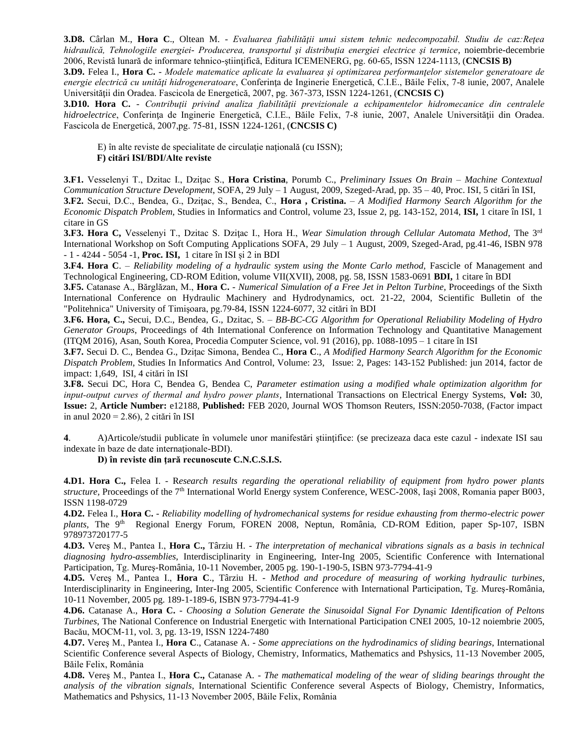**3.D8.** Cârlan M., **Hora C**., Oltean M. - *Evaluarea fiabilităţii unui sistem tehnic nedecompozabil. Studiu de caz:Reţea hidraulică, Tehnologiile energiei- Producerea, transportul şi distribuţia energiei electrice şi termice*, noiembrie-decembrie 2006, Revistă lunară de informare tehnico-ştiinţifică, Editura ICEMENERG, pg. 60-65, ISSN 1224-1113, (**CNCSIS B)**

**3.D9.** Felea I., **Hora C.** - *Modele matematice aplicate la evaluarea şi optimizarea performanţelor sistemelor generatoare de energie electrică cu unităţi hidrogeneratoare*, Conferinţa de Inginerie Energetică, C.I.E., Băile Felix, 7-8 iunie, 2007, Analele Universităţii din Oradea. Fascicola de Energetică, 2007, pg. 367-373, ISSN 1224-1261, (**CNCSIS C)**

**3.D10. Hora C.** - *Contribuţii privind analiza fiabilităţii previzionale a echipamentelor hidromecanice din centralele hidroelectrice*, Conferinţa de Inginerie Energetică, C.I.E., Băile Felix, 7-8 iunie, 2007, Analele Universităţii din Oradea. Fascicola de Energetică, 2007,pg. 75-81, ISSN 1224-1261, (**CNCSIS C)**

E) în alte reviste de specialitate de circulaţie naţională (cu ISSN);

**F) citări ISI/BDI/Alte reviste**

**3.F1.** Vesselenyi T., Dzitac I., Dziţac S., **Hora Cristina**, Porumb C., *Preliminary Issues On Brain – Machine Contextual Communication Structure Development*, SOFA, 29 July – 1 August, 2009, Szeged-Arad, pp. 35 – 40, Proc. ISI, 5 citări în ISI,

**3.F2.** Secui, D.C., Bendea, G., Dziţac, S., Bendea, C., **Hora , Cristina.** – *A Modified Harmony Search Algorithm for the Economic Dispatch Problem,* Studies in Informatics and Control, volume 23, Issue 2, pg. 143-152, 2014, **ISI,** 1 citare în ISI, 1 citare in GS

**3.F3. Hora C,** Vesselenyi T., Dzitac S. Dziţac I., Hora H., *Wear Simulation through Cellular Automata Method*, The 3rd International Workshop on Soft Computing Applications SOFA, 29 July – 1 August, 2009, Szeged-Arad, pg.41-46, ISBN 978 - 1 - 4244 - 5054 -1, **Proc. ISI,** 1 citare în ISI și 2 în BDI

**3.F4. Hora C**. – *Reliability modeling of a hydraulic system using the Monte Carlo method,* Fascicle of Management and Technological Engineering, CD-ROM Edition, volume VII(XVII), 2008, pg. 58, ISSN 1583-0691 **BDI,** 1 citare în BDI

**3.F5.** Catanase A., Bărglăzan, M., **Hora C.** - *Numerical Simulation of a Free Jet in Pelton Turbine*, Proceedings of the Sixth International Conference on Hydraulic Machinery and Hydrodynamics, oct. 21-22, 2004, Scientific Bulletin of the "Politehnica" University of Timişoara, pg.79-84, ISSN 1224-6077, 32 citări în BDI

**3.F6. Hora, C.,** Secui, D.C., Bendea, G., Dzitac, S. – *BB-BC-CG Algorithm for Operational Reliability Modeling of Hydro Generator Groups*, Proceedings of 4th International Conference on Information Technology and Quantitative Management (ITQM 2016), Asan, South Korea, Procedia Computer Science, vol. 91 (2016), pp. 1088-1095 – 1 citare în ISI

**3.F7.** Secui D. C., Bendea G., Dziţac Simona, Bendea C., **Hora C**., *A Modified Harmony Search Algorithm for the Economic Dispatch Problem*, Studies In Informatics And Control, Volume: 23, Issue: 2, Pages: 143-152 Published: jun 2014, factor de impact: 1,649, ISI, 4 citări în ISI

**3.F8.** Secui DC, Hora C, Bendea G, Bendea C, *Parameter estimation using a modified whale optimization algorithm for input-output curves of thermal and hydro power plants,* International Transactions on Electrical Energy Systems, **Vol:** 30, **Issue:** 2, **Article Number:** e12188, **Published:** FEB 2020, Journal WOS Thomson Reuters, ISSN:2050-7038, (Factor impact in anul 2020 = 2.86), 2 citări în ISI

**4**. A)Articole/studii publicate în volumele unor manifestări ştiinţifice: (se precizeaza daca este cazul - indexate ISI sau indexate în baze de date internaţionale-BDI).

**D) în reviste din ţară recunoscute C.N.C.S.I.S.**

**4.D1. Hora C.,** Felea I. - R*esearch results regarding the operational reliability of equipment from hydro power plants structure,* Proceedings of the 7th International World Energy system Conference, WESC-2008, Iaşi 2008, Romania paper B003, ISSN 1198-0729

**4.D2.** Felea I., **Hora C.** - *Reliability modelling of hydromechanical systems for residue exhausting from thermo-electric power plants,* The 9th Regional Energy Forum, FOREN 2008, Neptun, România, CD-ROM Edition, paper Sp-107, ISBN 978973720177-5

**4.D3.** Vereş M., Pantea I., **Hora C.,** Târziu H. - *The interpretation of mechanical vibrations signals as a basis in technical diagnosing hydro-assemblies,* Interdisciplinarity in Engineering, Inter-Ing 2005, Scientific Conference with International Participation, Tg. Mureş-România, 10-11 November, 2005 pg. 190-1-190-5, ISBN 973-7794-41-9

**4.D5.** Vereş M., Pantea I., **Hora C**., Târziu H. - *Method and procedure of measuring of working hydraulic turbines*, Interdisciplinarity in Engineering, Inter-Ing 2005, Scientific Conference with International Participation, Tg. Mureş-România, 10-11 November, 2005 pg. 189-1-189-6, ISBN 973-7794-41-9

**4.D6.** Catanase A., **Hora C.** - *Choosing a Solution Generate the Sinusoidal Signal For Dynamic Identification of Peltons Turbines*, The National Conference on Industrial Energetic with International Participation CNEI 2005, 10-12 noiembrie 2005, Bacău, MOCM-11, vol. 3, pg. 13-19, ISSN 1224-7480

**4.D7.** Vereş M., Pantea I., **Hora C**., Catanase A. - *Some appreciations on the hydrodinamics of sliding bearings*, International Scientific Conference several Aspects of Biology, Chemistry, Informatics, Mathematics and Pshysics, 11-13 November 2005, Băile Felix, România

**4.D8.** Vereş M., Pantea I., **Hora C.,** Catanase A. - *The mathematical modeling of the wear of sliding bearings throught the analysis of the vibration signals*, International Scientific Conference several Aspects of Biology, Chemistry, Informatics, Mathematics and Pshysics, 11-13 November 2005, Băile Felix, România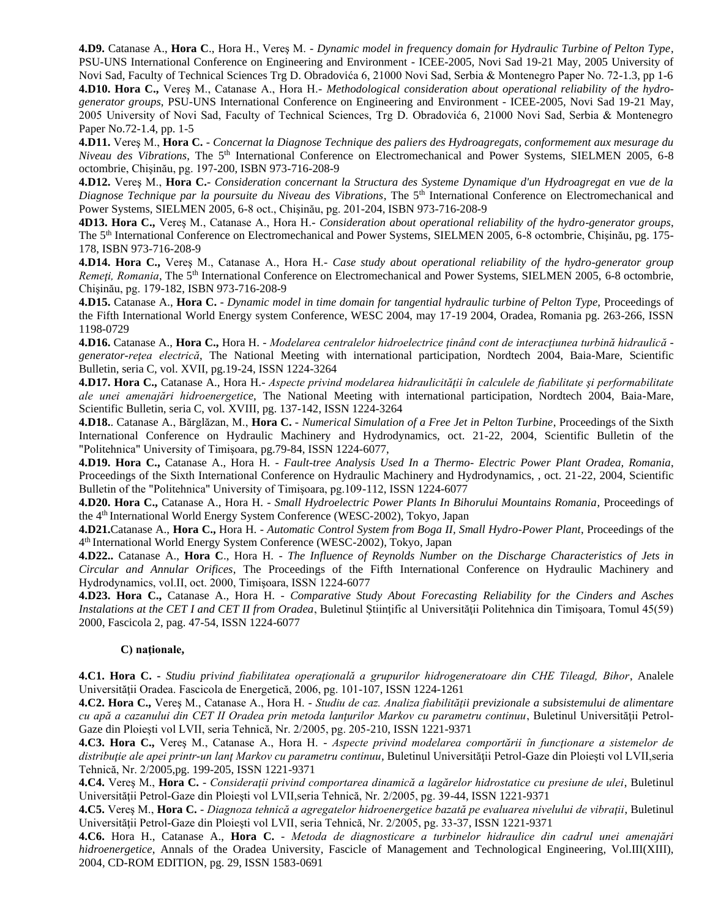**4.D9.** Catanase A., **Hora C**., Hora H., Vereş M. - *Dynamic model in frequency domain for Hydraulic Turbine of Pelton Type*, PSU-UNS International Conference on Engineering and Environment - ICEE-2005, Novi Sad 19-21 May, 2005 University of Novi Sad, Faculty of Technical Sciences Trg D. Obradovića 6, 21000 Novi Sad, Serbia & Montenegro Paper No. 72-1.3, pp 1-6

**4.D10. Hora C.,** Vereş M., Catanase A., Hora H.- *Methodological consideration about operational reliability of the hydro-generator groups*, PSU-UNS International Conference on Engineering and Environment - ICEE-2005, Novi Sad 19-21 May, 2005 University of Novi Sad, Faculty of Technical Sciences, Trg D. Obradovića 6, 21000 Novi Sad, Serbia & Montenegro Paper No.72-1.4, pp. 1-5

**4.D11.** Vereş M., **Hora C.** - *Concernat la Diagnose Technique des paliers des Hydroagregats, conformement aux mesurage du Niveau des Vibrations,* The 5th International Conference on Electromechanical and Power Systems, SIELMEN 2005, 6-8 octombrie, Chişinău, pg. 197-200, ISBN 973-716-208-9

**4.D12.** Vereş M., **Hora C.**- *Consideration concernant la Structura des Systeme Dynamique d'un Hydroagregat en vue de la Diagnose Technique par la poursuite du Niveau des Vibrations*, The 5th International Conference on Electromechanical and Power Systems, SIELMEN 2005, 6-8 oct., Chişinău, pg. 201-204, ISBN 973-716-208-9

**4D13. Hora C.,** Vereş M., Catanase A., Hora H.- *Consideration about operational reliability of the hydro-generator groups*, The 5th International Conference on Electromechanical and Power Systems, SIELMEN 2005, 6-8 octombrie, Chişinău, pg. 175-178, ISBN 973-716-208-9

**4.D14. Hora C.,** Vereş M., Catanase A., Hora H.- *Case study about operational reliability of the hydro-generator group Remeţi, Romania*, The 5th International Conference on Electromechanical and Power Systems, SIELMEN 2005, 6-8 octombrie, Chişinău, pg. 179-182, ISBN 973-716-208-9

**4.D15.** Catanase A., **Hora C.** - *Dynamic model in time domain for tangential hydraulic turbine of Pelton Type,* Proceedings of the Fifth International World Energy system Conference, WESC 2004, may 17-19 2004, Oradea, Romania pg. 263-266, ISSN 1198-0729

**4.D16.** Catanase A., **Hora C.,** Hora H. - *Modelarea centralelor hidroelectrice ţinând cont de interacţiunea turbină hidraulică - generator-reţea electrică*, The National Meeting with international participation, Nordtech 2004, Baia-Mare, Scientific Bulletin, seria C, vol. XVII, pg.19-24, ISSN 1224-3264

**4.D17. Hora C.,** Catanase A., Hora H.- *Aspecte privind modelarea hidraulicităţii în calculele de fiabilitate şi performabilitate ale unei amenajări hidroenergetice*, The National Meeting with international participation, Nordtech 2004, Baia-Mare, Scientific Bulletin, seria C, vol. XVIII, pg. 137-142, ISSN 1224-3264

**4.D18.**. Catanase A., Bărglăzan, M., **Hora C.** - *Numerical Simulation of a Free Jet in Pelton Turbine*, Proceedings of the Sixth International Conference on Hydraulic Machinery and Hydrodynamics, oct. 21-22, 2004, Scientific Bulletin of the "Politehnica" University of Timişoara, pg.79-84, ISSN 1224-6077,

**4.D19. Hora C.,** Catanase A., Hora H. - *Fault-tree Analysis Used In a Thermo- Electric Power Plant Oradea, Romania*, Proceedings of the Sixth International Conference on Hydraulic Machinery and Hydrodynamics, , oct. 21-22, 2004, Scientific Bulletin of the "Politehnica" University of Timişoara, pg.109-112, ISSN 1224-6077

**4.D20. Hora C.,** Catanase A., Hora H. - *Small Hydroelectric Power Plants In Bihorului Mountains Romania*, Proceedings of the 4th International World Energy System Conference (WESC-2002), Tokyo, Japan

**4.D21.**Catanase A., **Hora C.,** Hora H. - *Automatic Control System from Boga II, Small Hydro-Power Plant*, Proceedings of the 4th International World Energy System Conference (WESC-2002), Tokyo, Japan

**4.D22..** Catanase A., **Hora C**., Hora H. - *The Influence of Reynolds Number on the Discharge Characteristics of Jets in Circular and Annular Orifices*, The Proceedings of the Fifth International Conference on Hydraulic Machinery and Hydrodynamics, vol.II, oct. 2000, Timişoara, ISSN 1224-6077

**4.D23. Hora C.,** Catanase A., Hora H. - *Comparative Study About Forecasting Reliability for the Cinders and Asches Instalations at the CET I and CET II from Oradea*, Buletinul Ştiinţific al Universităţii Politehnica din Timişoara, Tomul 45(59) 2000, Fascicola 2, pag. 47-54, ISSN 1224-6077

**C) naţionale,**

**4.C1. Hora C.** - *Studiu privind fiabilitatea operaţională a grupurilor hidrogeneratoare din CHE Tileagd, Bihor*, Analele Universităţii Oradea. Fascicola de Energetică, 2006, pg. 101-107, ISSN 1224-1261

**4.C2. Hora C.,** Vereş M., Catanase A., Hora H. - *Studiu de caz. Analiza fiabilităţii previzionale a subsistemului de alimentare cu apă a cazanului din CET II Oradea prin metoda lanţurilor Markov cu parametru continuu*, Buletinul Universităţii Petrol-Gaze din Ploieşti vol LVII, seria Tehnică, Nr. 2/2005, pg. 205-210, ISSN 1221-9371

**4.C3. Hora C.,** Vereş M., Catanase A., Hora H. - *Aspecte privind modelarea comportării în funcţionare a sistemelor de distribuţie ale apei printr-un lanţ Markov cu parametru continuu*, Buletinul Universităţii Petrol-Gaze din Ploieşti vol LVII,seria Tehnică, Nr. 2/2005,pg. 199-205, ISSN 1221-9371

**4.C4.** Vereş M., **Hora C.** - *Consideraţii privind comportarea dinamică a lagărelor hidrostatice cu presiune de ulei*, Buletinul Universităţii Petrol-Gaze din Ploieşti vol LVII,seria Tehnică, Nr. 2/2005, pg. 39-44, ISSN 1221-9371

**4.C5.** Vereş M., **Hora C.** - *Diagnoza tehnică a agregatelor hidroenergetice bazată pe evaluarea nivelului de vibraţii*, Buletinul Universităţii Petrol-Gaze din Ploieşti vol LVII, seria Tehnică, Nr. 2/2005, pg. 33-37, ISSN 1221-9371

**4.C6.** Hora H., Catanase A., **Hora C.** - *Metoda de diagnosticare a turbinelor hidraulice din cadrul unei amenajări hidroenergetice*, Annals of the Oradea University, Fascicle of Management and Technological Engineering, Vol.III(XIII), 2004, CD-ROM EDITION, pg. 29, ISSN 1583-0691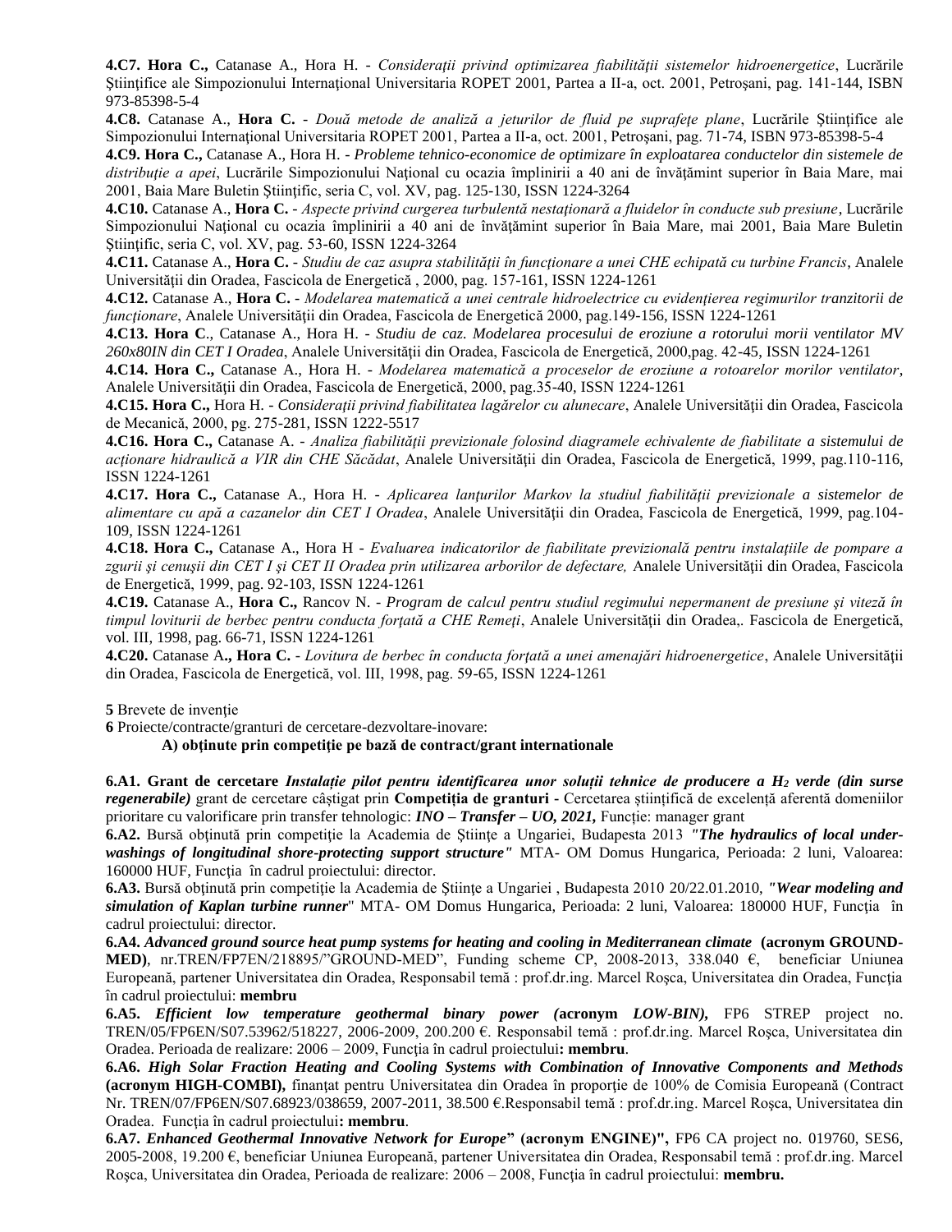**4.C7. Hora C.,** Catanase A., Hora H. - *Consideraţii privind optimizarea fiabilităţii sistemelor hidroenergetice*, Lucrările Ştiinţifice ale Simpozionului Internaţional Universitaria ROPET 2001, Partea a II-a, oct. 2001, Petroşani, pag. 141-144, ISBN 973-85398-5-4

**4.C8.** Catanase A., **Hora C.** - *Două metode de analiză a jeturilor de fluid pe suprafeţe plane*, Lucrările Ştiinţifice ale Simpozionului Internaţional Universitaria ROPET 2001, Partea a II-a, oct. 2001, Petroşani, pag. 71-74, ISBN 973-85398-5-4

**4.C9. Hora C.,** Catanase A., Hora H. - *Probleme tehnico-economice de optimizare în exploatarea conductelor din sistemele de distribuţie a apei*, Lucrările Simpozionului Naţional cu ocazia împlinirii a 40 ani de învăţămint superior în Baia Mare, mai 2001, Baia Mare Buletin Ştiinţific, seria C, vol. XV, pag. 125-130, ISSN 1224-3264

**4.C10.** Catanase A., **Hora C.** - *Aspecte privind curgerea turbulentă nestaţionară a fluidelor în conducte sub presiune*, Lucrările Simpozionului Naţional cu ocazia împlinirii a 40 ani de învăţămint superior în Baia Mare, mai 2001, Baia Mare Buletin Ştiinţific, seria C, vol. XV, pag. 53-60, ISSN 1224-3264

**4.C11.** Catanase A., **Hora C.** - *Studiu de caz asupra stabilităţii în funcţionare a unei CHE echipată cu turbine Francis*, Analele Universităţii din Oradea, Fascicola de Energetică , 2000, pag. 157-161, ISSN 1224-1261

**4.C12.** Catanase A., **Hora C.** - *Modelarea matematică a unei centrale hidroelectrice cu evidenţierea regimurilor tranzitorii de funcţionare*, Analele Universităţii din Oradea, Fascicola de Energetică 2000, pag.149-156, ISSN 1224-1261

**4.C13. Hora C**., Catanase A., Hora H. - *Studiu de caz. Modelarea procesului de eroziune a rotorului morii ventilator MV 260x80IN din CET I Oradea*, Analele Universităţii din Oradea, Fascicola de Energetică, 2000,pag. 42-45, ISSN 1224-1261

**4.C14. Hora C.,** Catanase A., Hora H. - *Modelarea matematică a proceselor de eroziune a rotoarelor morilor ventilator*, Analele Universităţii din Oradea, Fascicola de Energetică, 2000, pag.35-40, ISSN 1224-1261

**4.C15. Hora C.,** Hora H. - *Consideraţii privind fiabilitatea lagărelor cu alunecare*, Analele Universităţii din Oradea, Fascicola de Mecanică, 2000, pg. 275-281, ISSN 1222-5517

**4.C16. Hora C.,** Catanase A. - *Analiza fiabilităţii previzionale folosind diagramele echivalente de fiabilitate a sistemului de acţionare hidraulică a VIR din CHE Săcădat*, Analele Universităţii din Oradea, Fascicola de Energetică, 1999, pag.110-116, ISSN 1224-1261

**4.C17. Hora C.,** Catanase A., Hora H. - *Aplicarea lanţurilor Markov la studiul fiabilităţii previzionale a sistemelor de alimentare cu apă a cazanelor din CET I Oradea*, Analele Universităţii din Oradea, Fascicola de Energetică, 1999, pag.104-109, ISSN 1224-1261

**4.C18. Hora C.,** Catanase A., Hora H - *Evaluarea indicatorilor de fiabilitate previzională pentru instalaţiile de pompare a zgurii şi cenuşii din CET I şi CET II Oradea prin utilizarea arborilor de defectare,* Analele Universităţii din Oradea, Fascicola de Energetică, 1999, pag. 92-103, ISSN 1224-1261

**4.C19.** Catanase A., **Hora C.,** Rancov N. - *Program de calcul pentru studiul regimului nepermanent de presiune şi viteză în timpul loviturii de berbec pentru conducta forţată a CHE Remeţi*, Analele Universităţii din Oradea,. Fascicola de Energetică, vol. III, 1998, pag. 66-71, ISSN 1224-1261

**4.C20.** Catanase A**., Hora C.** - *Lovitura de berbec în conducta forţată a unei amenajări hidroenergetice*, Analele Universităţii din Oradea, Fascicola de Energetică, vol. III, 1998, pag. 59-65, ISSN 1224-1261

**5** Brevete de invenţie

**6** Proiecte/contracte/granturi de cercetare-dezvoltare-inovare:

**A) obţinute prin competiţie pe bază de contract/grant internationale**

**6.A1. Grant de cercetare** ***Instalaţie pilot pentru identificarea unor soluţii tehnice de producere a $H_2$ verde (din surse regenerabile)*** grant de cercetare câştigat prin **Competiţia de granturi -** Cercetarea ştiinţifică de excelenţă aferentă domeniilor prioritare cu valorificare prin transfer tehnologic: ***INO – Transfer – UO, 2021,*** Funcţie: manager grant

**6.A2.** Bursă obţinută prin competiţie la Academia de Ştiinţe a Ungariei, Budapesta 2013 ***"The hydraulics of local under-washings of longitudinal shore-protecting support structure"*** MTA- OM Domus Hungarica, Perioada: 2 luni, Valoarea: 160000 HUF, Funcţia în cadrul proiectului: director.

**6.A3.** Bursă obţinută prin competiţie la Academia de Ştiinţe a Ungariei , Budapesta 2010 20/22.01.2010, ***"Wear modeling and simulation of Kaplan turbine runner***" MTA- OM Domus Hungarica, Perioada: 2 luni, Valoarea: 180000 HUF, Funcţia în cadrul proiectului: director.

**6.A4.** ***Advanced ground source heat pump systems for heating and cooling in Mediterranean climate*** **(acronym GROUND-MED)**, nr.TREN/FP7EN/218895/"GROUND-MED", Funding scheme CP, 2008-2013, 338.040 €, beneficiar Uniunea Europeană, partener Universitatea din Oradea, Responsabil temă : prof.dr.ing. Marcel Roşca, Universitatea din Oradea, Funcţia în cadrul proiectului: **membru**

**6.A5.** ***Efficient low temperature geothermal binary power (*****acronym** ***LOW-BIN),*** FP6 STREP project no. TREN/05/FP6EN/S07.53962/518227, 2006-2009, 200.200 €. Responsabil temă : prof.dr.ing. Marcel Roşca, Universitatea din Oradea. Perioada de realizare: 2006 – 2009, Funcţia în cadrul proiectului**: membru**.

**6.A6.** ***High Solar Fraction Heating and Cooling Systems with Combination of Innovative Components and Methods*** **(acronym HIGH-COMBI),** finanţat pentru Universitatea din Oradea în proporţie de 100% de Comisia Europeană (Contract Nr. TREN/07/FP6EN/S07.68923/038659, 2007-2011, 38.500 €.Responsabil temă : prof.dr.ing. Marcel Roşca, Universitatea din Oradea. Funcţia în cadrul proiectului**: membru**.

**6.A7.** ***Enhanced Geothermal Innovative Network for Europe*****" (acronym ENGINE)",** FP6 CA project no. 019760, SES6, 2005-2008, 19.200 €, beneficiar Uniunea Europeană, partener Universitatea din Oradea, Responsabil temă : prof.dr.ing. Marcel Roşca, Universitatea din Oradea, Perioada de realizare: 2006 – 2008, Funcţia în cadrul proiectului: **membru.**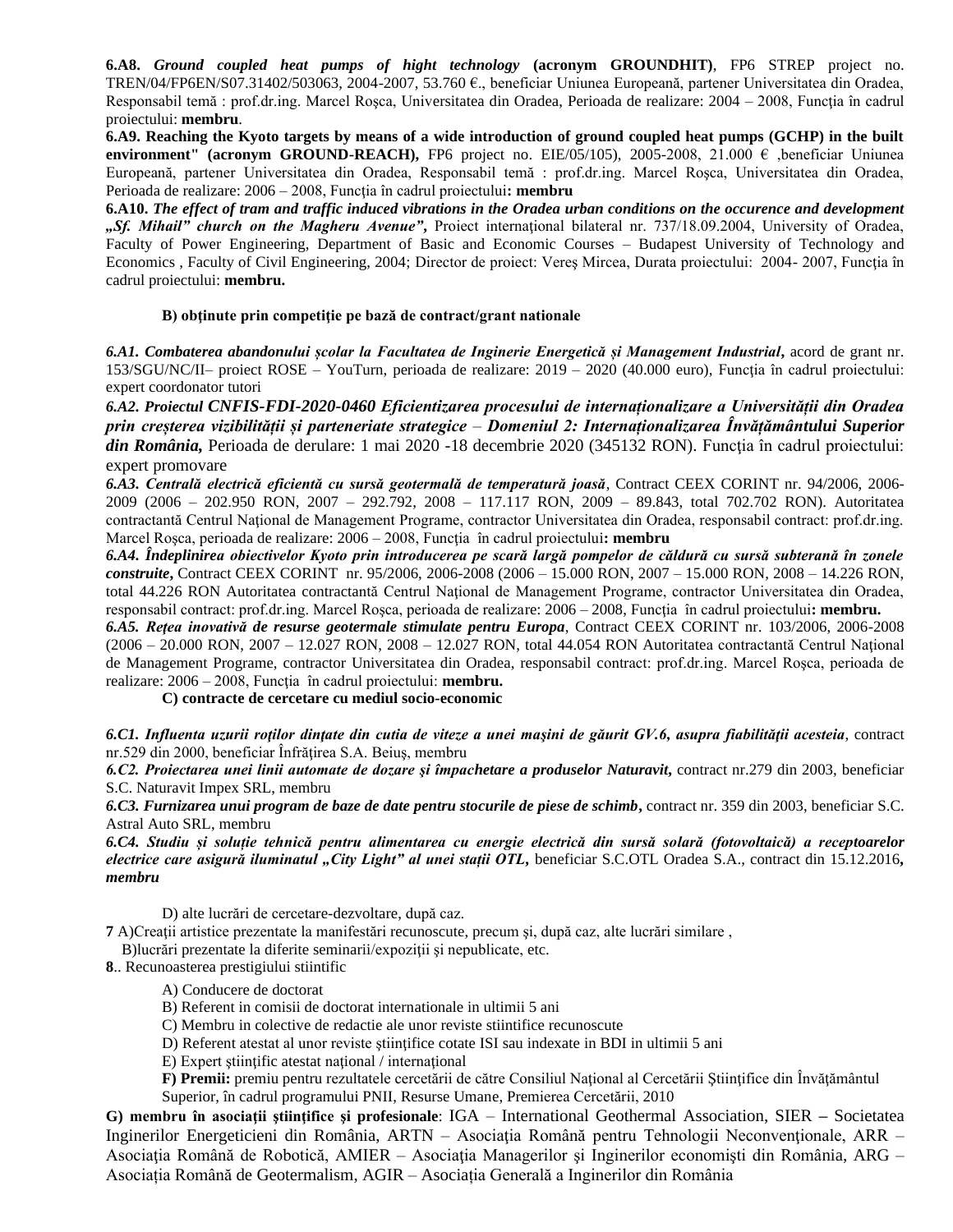**6.A8.** ***Ground coupled heat pumps of hight technology*** **(acronym GROUNDHIT)**, FP6 STREP project no. TREN/04/FP6EN/S07.31402/503063, 2004-2007, 53.760 €., beneficiar Uniunea Europeană, partener Universitatea din Oradea, Responsabil temă : prof.dr.ing. Marcel Roşca, Universitatea din Oradea, Perioada de realizare: 2004 – 2008, Funcţia în cadrul proiectului: **membru**.

**6.A9. Reaching the Kyoto targets by means of a wide introduction of ground coupled heat pumps (GCHP) in the built environment" (acronym GROUND-REACH),** FP6 project no. EIE/05/105), 2005-2008, 21.000 € ,beneficiar Uniunea Europeană, partener Universitatea din Oradea, Responsabil temă : prof.dr.ing. Marcel Roşca, Universitatea din Oradea, Perioada de realizare: 2006 – 2008, Funcţia în cadrul proiectului**: membru**

**6.A10.** ***The effect of tram and traffic induced vibrations in the Oradea urban conditions on the occurence and development „Sf. Mihail" church on the Magheru Avenue",*** Proiect internaţional bilateral nr. 737/18.09.2004, University of Oradea, Faculty of Power Engineering, Department of Basic and Economic Courses – Budapest University of Technology and Economics , Faculty of Civil Engineering, 2004; Director de proiect: Vereş Mircea, Durata proiectului: 2004- 2007, Funcţia în cadrul proiectului: **membru.**

**B) obținute prin competiție pe bază de contract/grant nationale**

***6.A1. Combaterea abandonului școlar la Facultatea de Inginerie Energetică și Management Industrial,*** acord de grant nr. 153/SGU/NC/II– proiect ROSE – YouTurn, perioada de realizare: 2019 – 2020 (40.000 euro), Funcţia în cadrul proiectului: expert coordonator tutori

***6.A2. Proiectul CNFIS-FDI-2020-0460 Eficientizarea procesului de internaționalizare a Universității din Oradea prin creșterea vizibilității și parteneriate strategice** – **Domeniul 2: Internaționalizarea Învățământului Superior din România,*** Perioada de derulare: 1 mai 2020 -18 decembrie 2020 (345132 RON). Funcţia în cadrul proiectului: expert promovare

***6.A3. Centrală electrică eficientă cu sursă geotermală de temperatură joasă***, Contract CEEX CORINT nr. 94/2006, 2006-2009 (2006 – 202.950 RON, 2007 – 292.792, 2008 – 117.117 RON, 2009 – 89.843, total 702.702 RON). Autoritatea contractantă Centrul Naţional de Management Programe, contractor Universitatea din Oradea, responsabil contract: prof.dr.ing. Marcel Roşca, perioada de realizare: 2006 – 2008, Funcţia în cadrul proiectului**: membru**

***6.A4. Îndeplinirea obiectivelor Kyoto prin introducerea pe scară largă pompelor de căldură cu sursă subterană în zonele construite,*** Contract CEEX CORINT nr. 95/2006, 2006-2008 (2006 – 15.000 RON, 2007 – 15.000 RON, 2008 – 14.226 RON, total 44.226 RON Autoritatea contractantă Centrul Naţional de Management Programe, contractor Universitatea din Oradea, responsabil contract: prof.dr.ing. Marcel Roşca, perioada de realizare: 2006 – 2008, Funcţia în cadrul proiectului**: membru.**

***6.A5. Reţea inovativă de resurse geotermale stimulate pentru Europa***, Contract CEEX CORINT nr. 103/2006, 2006-2008 (2006 – 20.000 RON, 2007 – 12.027 RON, 2008 – 12.027 RON, total 44.054 RON Autoritatea contractantă Centrul Naţional de Management Programe, contractor Universitatea din Oradea, responsabil contract: prof.dr.ing. Marcel Roşca, perioada de realizare: 2006 – 2008, Funcţia în cadrul proiectului: **membru.**

**C) contracte de cercetare cu mediul socio-economic**

***6.C1. Influenta uzurii roţilor dinţate din cutia de viteze a unei maşini de găurit GV.6, asupra fiabilităţii acesteia***, contract nr.529 din 2000, beneficiar Înfrăţirea S.A. Beiuş, membru

***6.C2. Proiectarea unei linii automate de dozare şi împachetare a produselor Naturavit,*** contract nr.279 din 2003, beneficiar S.C. Naturavit Impex SRL, membru

***6.C3. Furnizarea unui program de baze de date pentru stocurile de piese de schimb*,** contract nr. 359 din 2003, beneficiar S.C. Astral Auto SRL, membru

***6.C4. Studiu și soluție tehnică pentru alimentarea cu energie electrică din sursă solară (fotovoltaică) a receptoarelor electrice care asigură iluminatul „City Light" al unei stații OTL,*** beneficiar S.C.OTL Oradea S.A., contract din 15.12.2016***, membru***

D) alte lucrări de cercetare-dezvoltare, după caz.

**7** A)Creaţii artistice prezentate la manifestări recunoscute, precum şi, după caz, alte lucrări similare ,

B)lucrări prezentate la diferite seminarii/expoziţii şi nepublicate, etc.

**8**.. Recunoasterea prestigiului stiintific

A) Conducere de doctorat

B) Referent in comisii de doctorat internationale in ultimii 5 ani

C) Membru in colective de redactie ale unor reviste stiintifice recunoscute

D) Referent atestat al unor reviste științifice cotate ISI sau indexate in BDI in ultimii 5 ani

E) Expert ştiinţific atestat naţional / internaţional

**F) Premii:** premiu pentru rezultatele cercetării de către Consiliul Naţional al Cercetării Ştiinţifice din Învăţământul Superior, în cadrul programului PNII, Resurse Umane, Premierea Cercetării, 2010

**G) membru în asociaţii ştiinţifice şi profesionale**: IGA – International Geothermal Association, SIER **–** Societatea Inginerilor Energeticieni din România, ARTN – Asociaţia Română pentru Tehnologii Neconvenţionale, ARR – Asociaţia Română de Robotică, AMIER – Asociaţia Managerilor şi Inginerilor economişti din România, ARG – Asociația Română de Geotermalism, AGIR – Asociația Generală a Inginerilor din România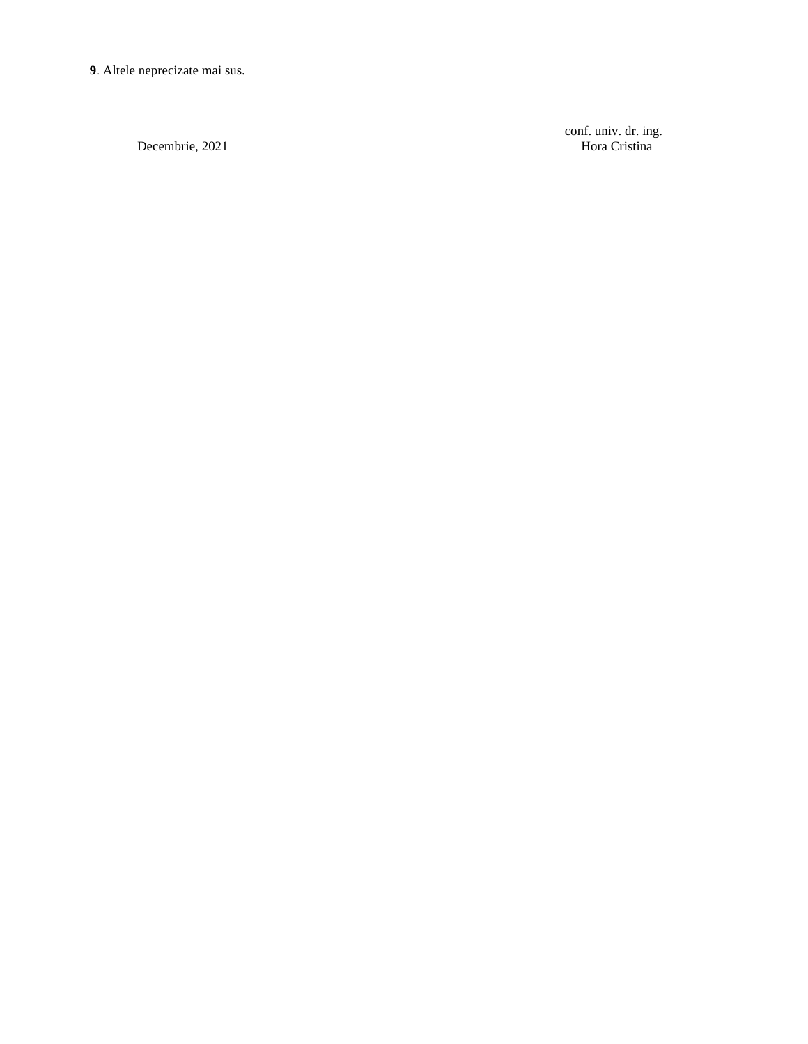**9**. Altele neprecizate mai sus.

Decembrie, 2021

conf. univ. dr. ing.
Hora Cristina